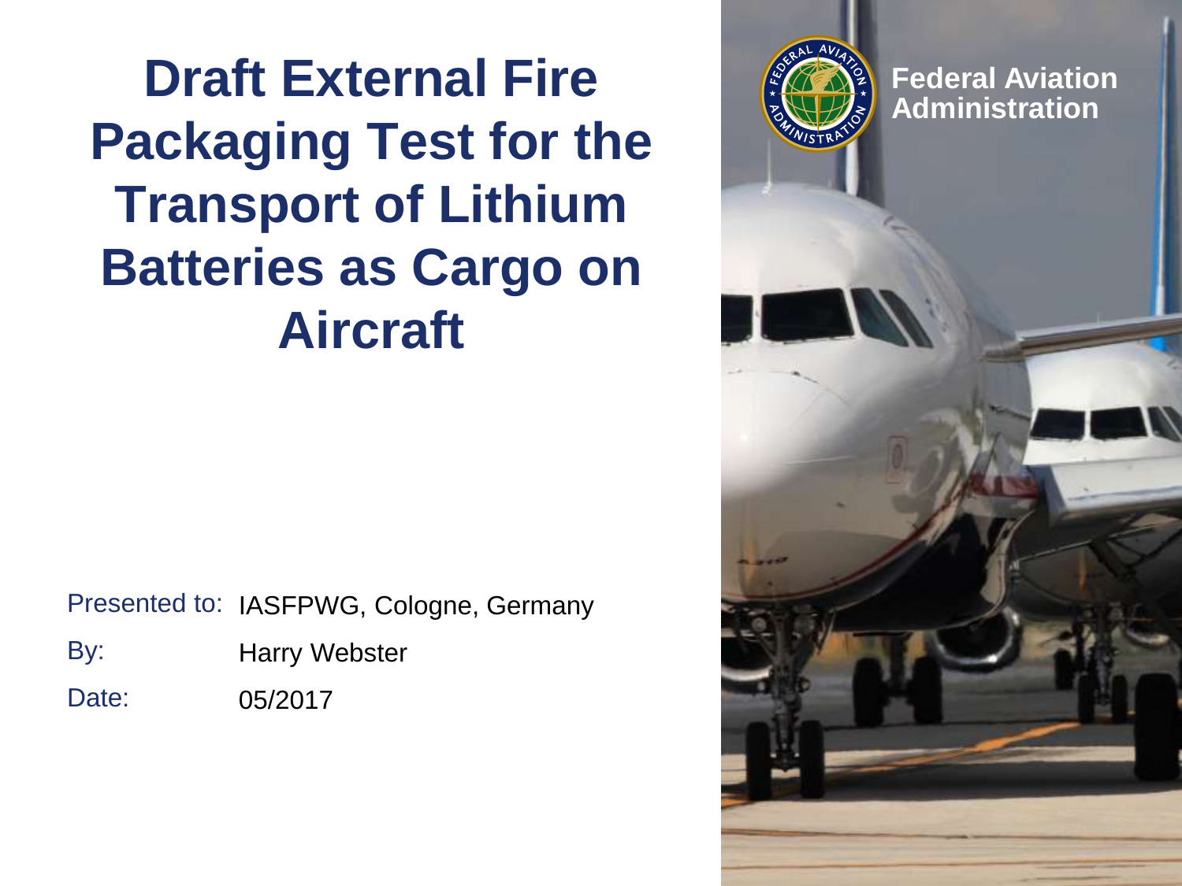# Draft External Fire Packaging Test for the Transport of Lithium Batteries as Cargo on Aircraft

Federal Aviation Administration

| | |
|---|---|
| Presented to: | IASFPWG, Cologne, Germany |
| By: | Harry Webster |
| Date: | 05/2017 |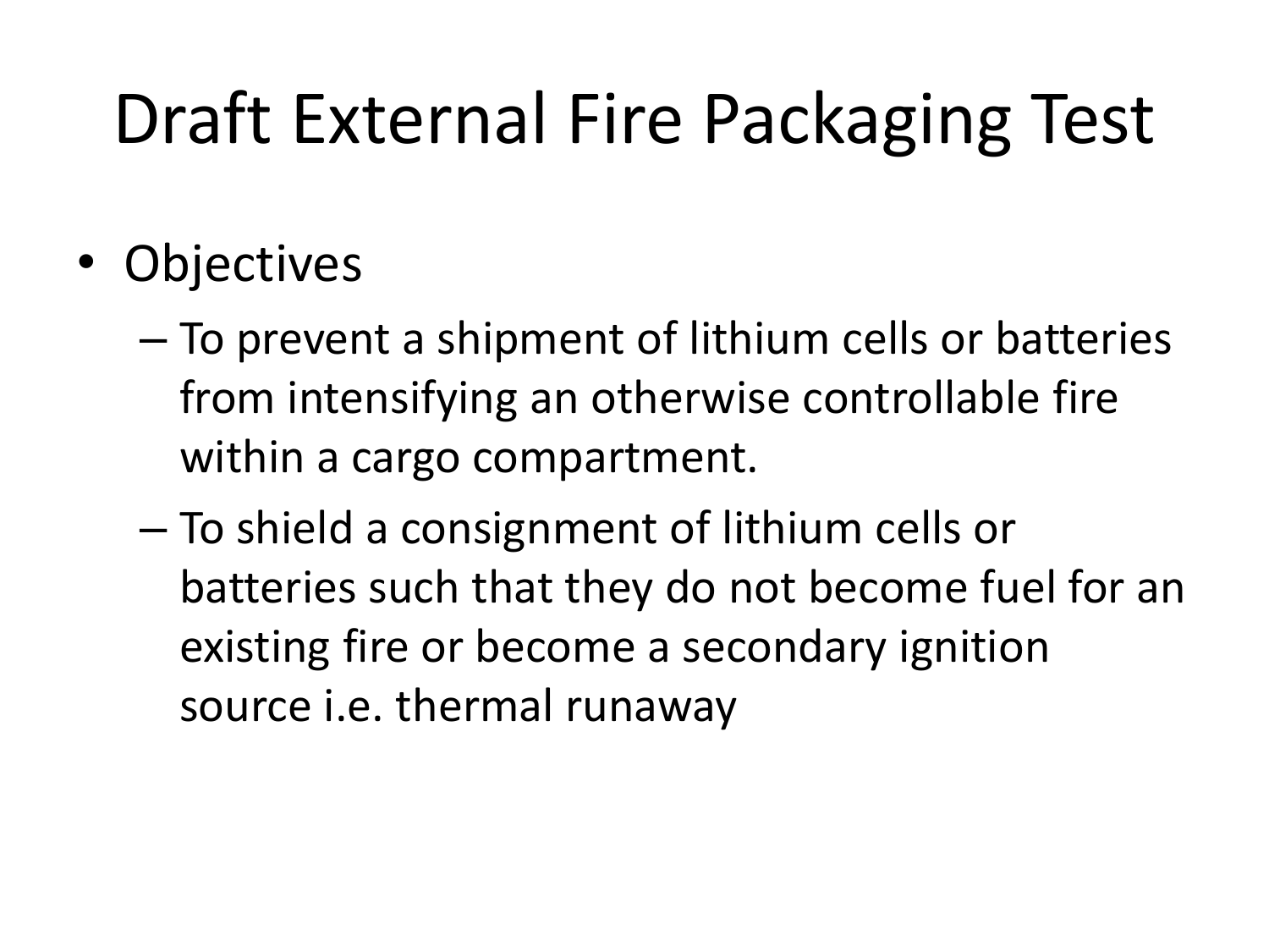# Draft External Fire Packaging Test

- Objectives
  - To prevent a shipment of lithium cells or batteries from intensifying an otherwise controllable fire within a cargo compartment.
  - To shield a consignment of lithium cells or batteries such that they do not become fuel for an existing fire or become a secondary ignition source i.e. thermal runaway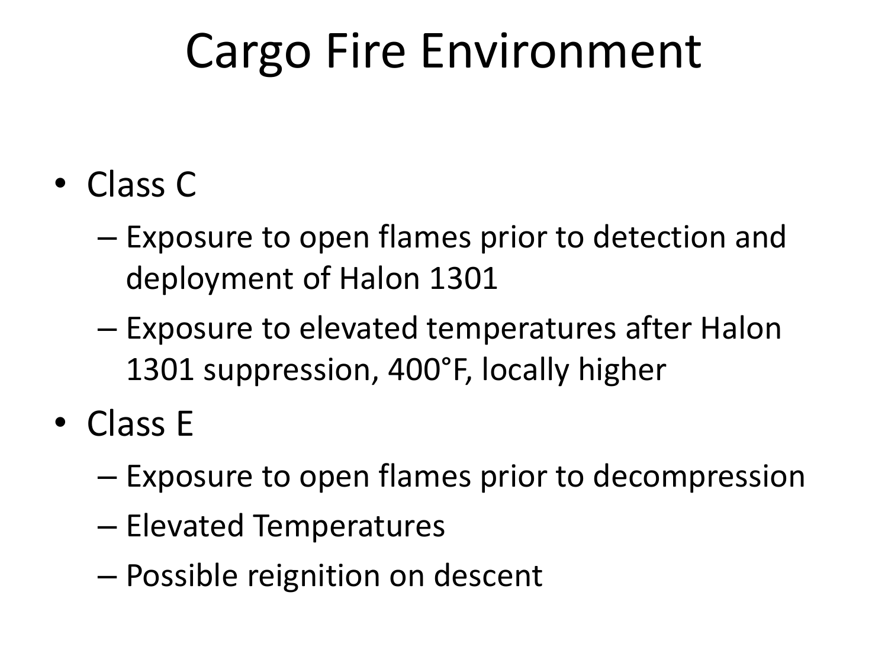# Cargo Fire Environment

- Class C
  - Exposure to open flames prior to detection and deployment of Halon 1301
  - Exposure to elevated temperatures after Halon 1301 suppression, 400°F, locally higher
- Class E
  - Exposure to open flames prior to decompression
  - Elevated Temperatures
  - Possible reignition on descent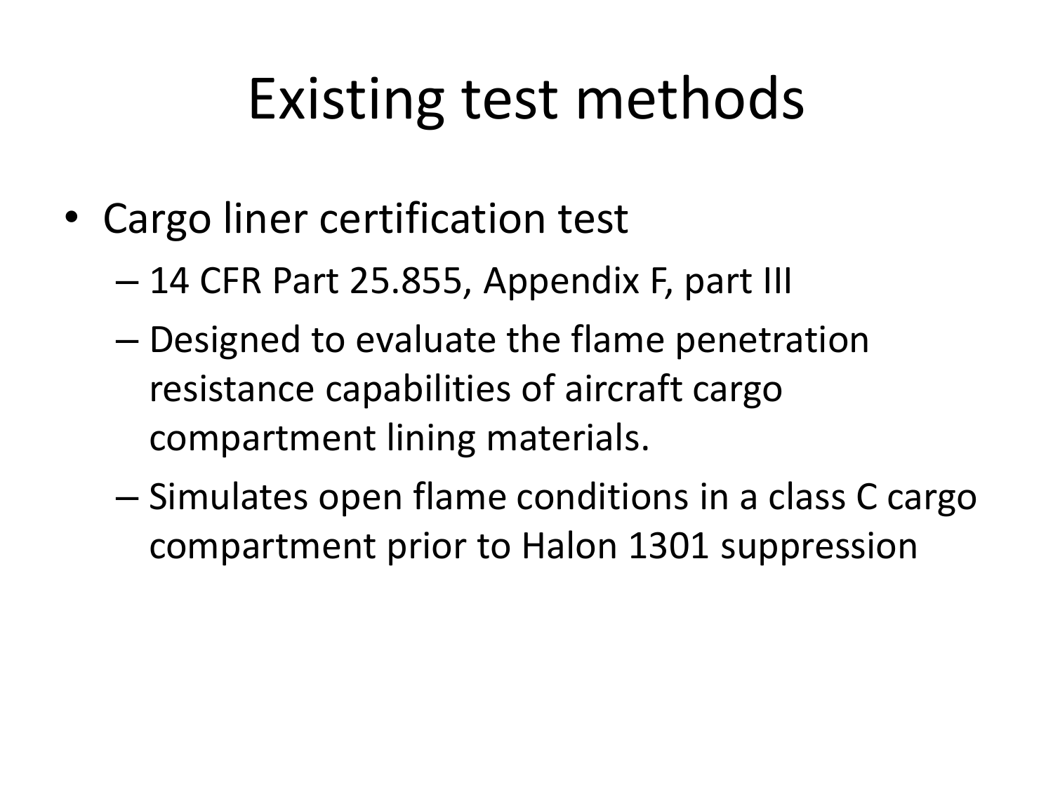# Existing test methods

- Cargo liner certification test
  - 14 CFR Part 25.855, Appendix F, part III
  - Designed to evaluate the flame penetration resistance capabilities of aircraft cargo compartment lining materials.
  - Simulates open flame conditions in a class C cargo compartment prior to Halon 1301 suppression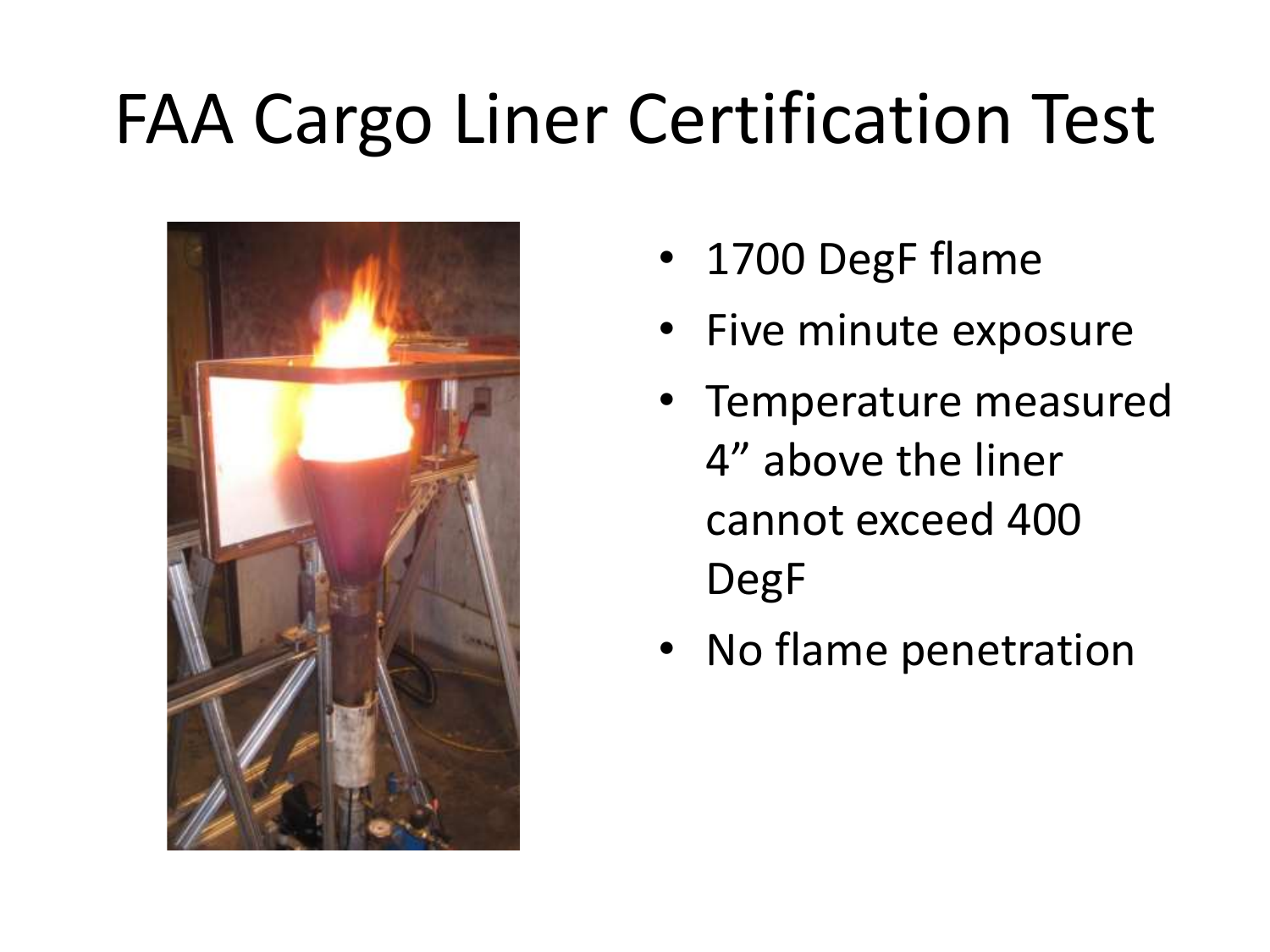# FAA Cargo Liner Certification Test

- 1700 DegF flame
- Five minute exposure
- Temperature measured 4” above the liner cannot exceed 400 DegF
- No flame penetration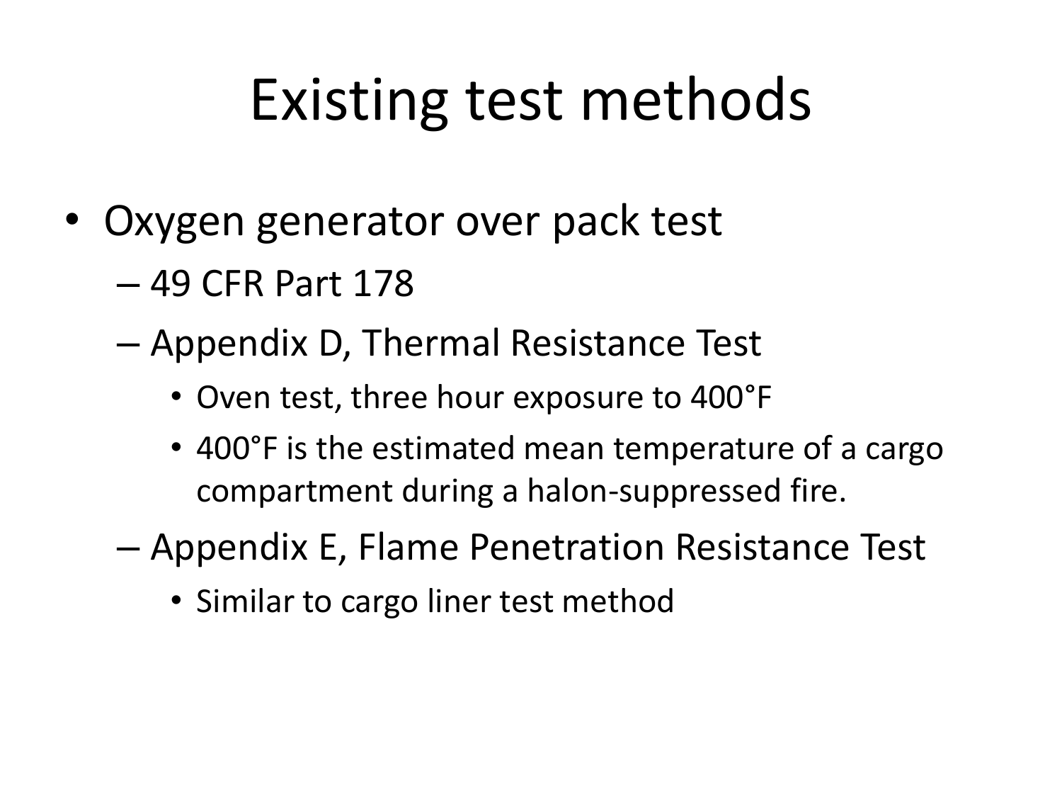# Existing test methods

- Oxygen generator over pack test
  - 49 CFR Part 178
  - Appendix D, Thermal Resistance Test
    - Oven test, three hour exposure to 400°F
    - 400°F is the estimated mean temperature of a cargo compartment during a halon-suppressed fire.
  - Appendix E, Flame Penetration Resistance Test
    - Similar to cargo liner test method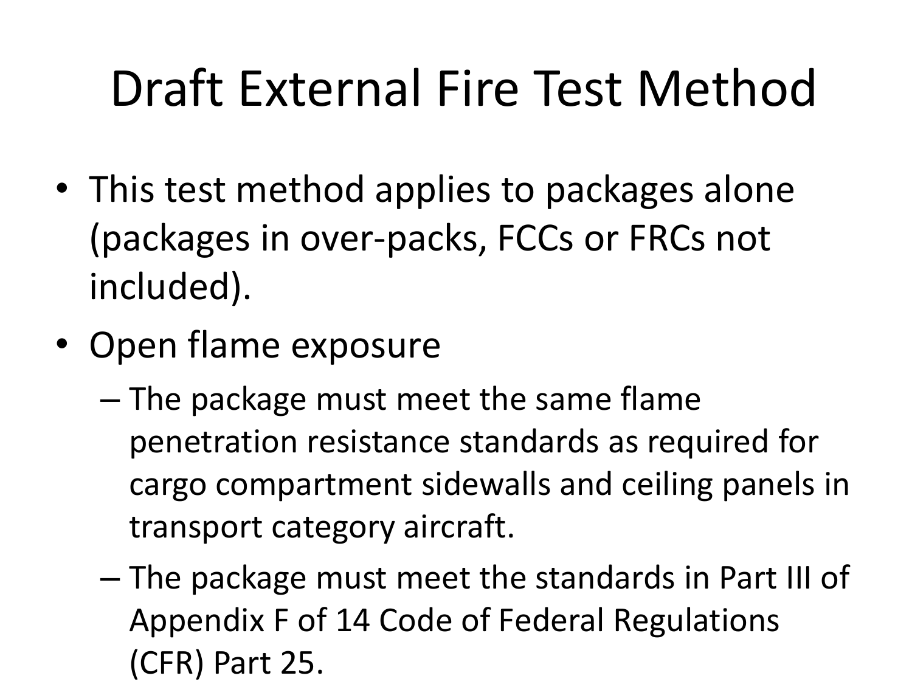# Draft External Fire Test Method

- This test method applies to packages alone (packages in over-packs, FCCs or FRCs not included).
- Open flame exposure
  - The package must meet the same flame penetration resistance standards as required for cargo compartment sidewalls and ceiling panels in transport category aircraft.
  - The package must meet the standards in Part III of Appendix F of 14 Code of Federal Regulations (CFR) Part 25.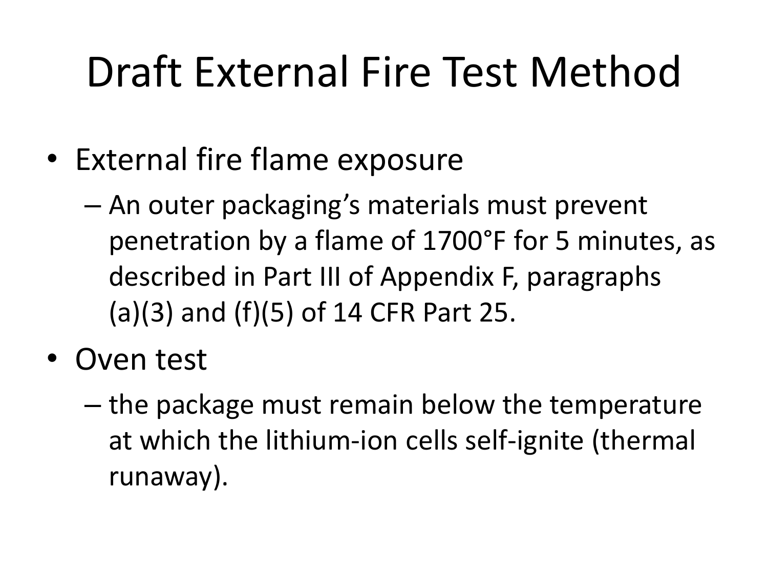# Draft External Fire Test Method

- External fire flame exposure
  - An outer packaging's materials must prevent penetration by a flame of 1700°F for 5 minutes, as described in Part III of Appendix F, paragraphs (a)(3) and (f)(5) of 14 CFR Part 25.
- Oven test
  - the package must remain below the temperature at which the lithium-ion cells self-ignite (thermal runaway).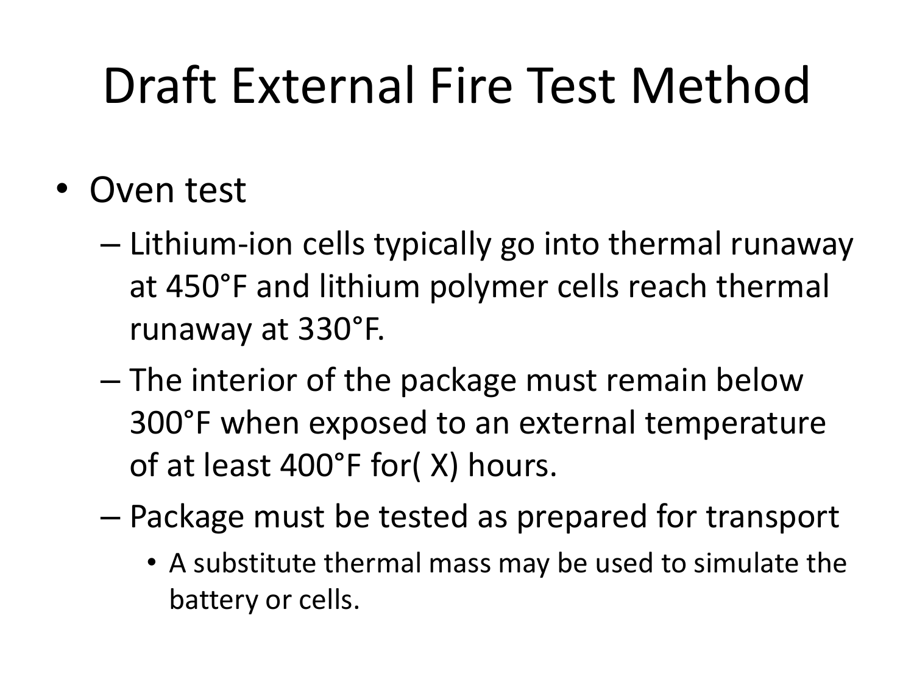# Draft External Fire Test Method

- Oven test
  - Lithium-ion cells typically go into thermal runaway at 450°F and lithium polymer cells reach thermal runaway at 330°F.
  - The interior of the package must remain below 300°F when exposed to an external temperature of at least 400°F for( X) hours.
  - Package must be tested as prepared for transport
    - A substitute thermal mass may be used to simulate the battery or cells.